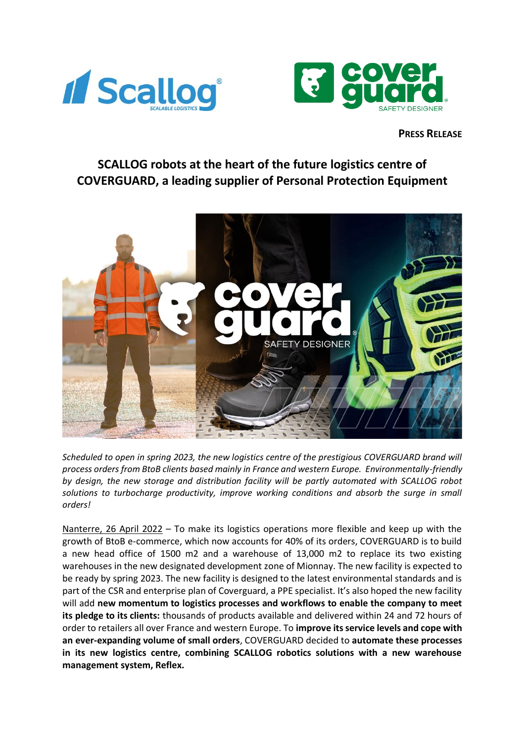**PRESS RELEASE**

# SCALLOG robots at the heart of the future logistics centre of COVERGUARD, a leading supplier of Personal Protection Equipment

*Scheduled to open in spring 2023, the new logistics centre of the prestigious COVERGUARD brand will process orders from BtoB clients based mainly in France and western Europe. Environmentally-friendly by design, the new storage and distribution facility will be partly automated with SCALLOG robot solutions to turbocharge productivity, improve working conditions and absorb the surge in small orders!*

Nanterre, 26 April 2022 – To make its logistics operations more flexible and keep up with the growth of BtoB e-commerce, which now accounts for 40% of its orders, COVERGUARD is to build a new head office of 1500 m2 and a warehouse of 13,000 m2 to replace its two existing warehouses in the new designated development zone of Mionnay. The new facility is expected to be ready by spring 2023. The new facility is designed to the latest environmental standards and is part of the CSR and enterprise plan of Coverguard, a PPE specialist. It's also hoped the new facility will add **new momentum to logistics processes and workflows to enable the company to meet its pledge to its clients:** thousands of products available and delivered within 24 and 72 hours of order to retailers all over France and western Europe. To **improve its service levels and cope with an ever-expanding volume of small orders**, COVERGUARD decided to **automate these processes in its new logistics centre, combining SCALLOG robotics solutions with a new warehouse management system, Reflex.**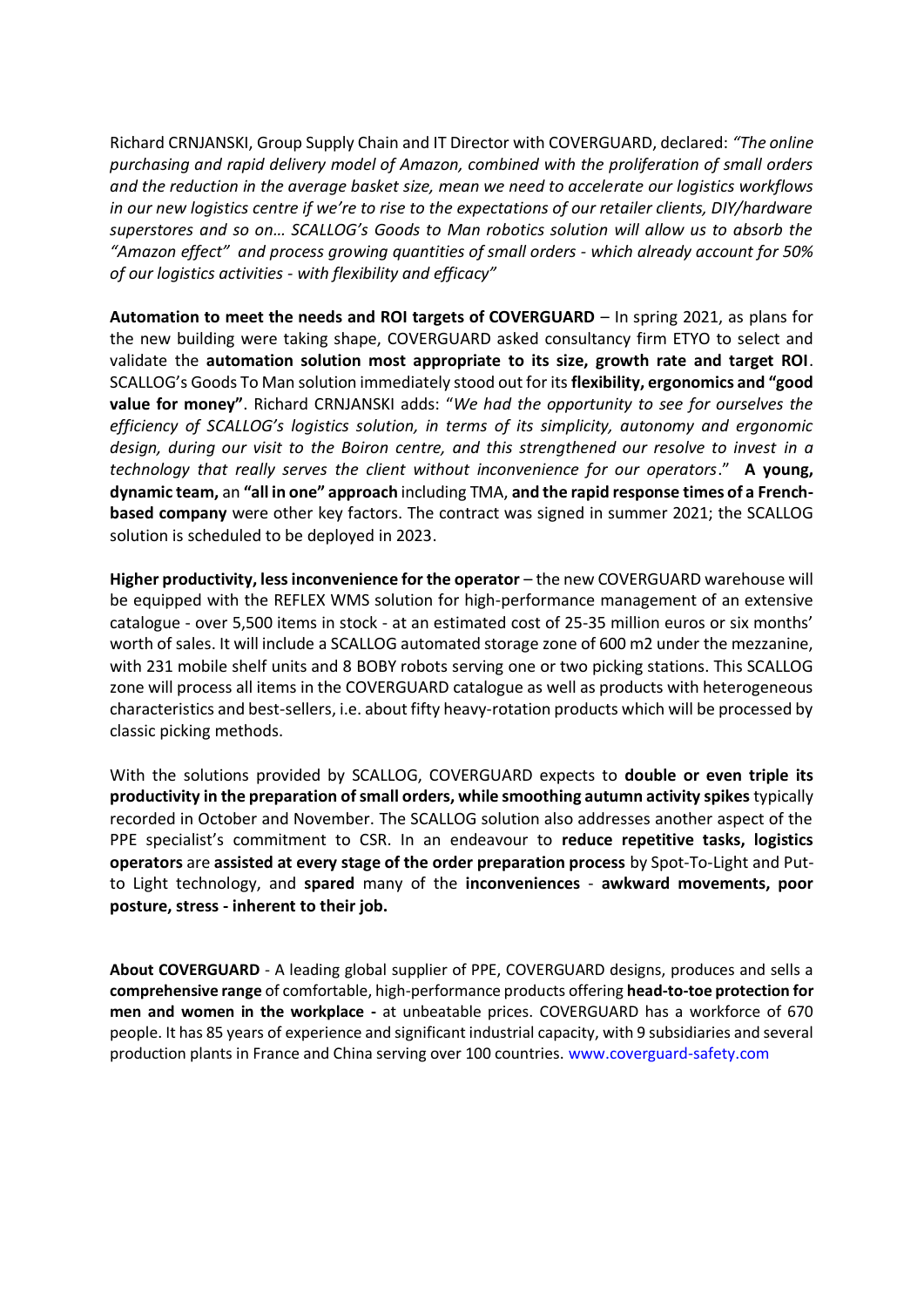Richard CRNJANSKI, Group Supply Chain and IT Director with COVERGUARD, declared: *"The online purchasing and rapid delivery model of Amazon, combined with the proliferation of small orders and the reduction in the average basket size, mean we need to accelerate our logistics workflows in our new logistics centre if we're to rise to the expectations of our retailer clients, DIY/hardware superstores and so on… SCALLOG's Goods to Man robotics solution will allow us to absorb the "Amazon effect" and process growing quantities of small orders - which already account for 50% of our logistics activities - with flexibility and efficacy"*

**Automation to meet the needs and ROI targets of COVERGUARD** – In spring 2021, as plans for the new building were taking shape, COVERGUARD asked consultancy firm ETYO to select and validate the **automation solution most appropriate to its size, growth rate and target ROI**. SCALLOG's Goods To Man solution immediately stood out for its **flexibility, ergonomics and "good value for money"**. Richard CRNJANSKI adds: "*We had the opportunity to see for ourselves the efficiency of SCALLOG's logistics solution, in terms of its simplicity, autonomy and ergonomic design, during our visit to the Boiron centre, and this strengthened our resolve to invest in a technology that really serves the client without inconvenience for our operators*." **A young, dynamic team,** an **"all in one" approach** including TMA, **and the rapid response times of a French-based company** were other key factors. The contract was signed in summer 2021; the SCALLOG solution is scheduled to be deployed in 2023.

**Higher productivity, less inconvenience for the operator** – the new COVERGUARD warehouse will be equipped with the REFLEX WMS solution for high-performance management of an extensive catalogue - over 5,500 items in stock - at an estimated cost of 25-35 million euros or six months' worth of sales. It will include a SCALLOG automated storage zone of 600 m2 under the mezzanine, with 231 mobile shelf units and 8 BOBY robots serving one or two picking stations. This SCALLOG zone will process all items in the COVERGUARD catalogue as well as products with heterogeneous characteristics and best-sellers, i.e. about fifty heavy-rotation products which will be processed by classic picking methods.

With the solutions provided by SCALLOG, COVERGUARD expects to **double or even triple its productivity in the preparation of small orders, while smoothing autumn activity spikes** typically recorded in October and November. The SCALLOG solution also addresses another aspect of the PPE specialist's commitment to CSR. In an endeavour to **reduce repetitive tasks, logistics operators** are **assisted at every stage of the order preparation process** by Spot-To-Light and Put-to Light technology, and **spared** many of the **inconveniences** - **awkward movements, poor posture, stress - inherent to their job.**

**About COVERGUARD** - A leading global supplier of PPE, COVERGUARD designs, produces and sells a **comprehensive range** of comfortable, high-performance products offering **head-to-toe protection for men and women in the workplace -** at unbeatable prices. COVERGUARD has a workforce of 670 people. It has 85 years of experience and significant industrial capacity, with 9 subsidiaries and several production plants in France and China serving over 100 countries. www.coverguard-safety.com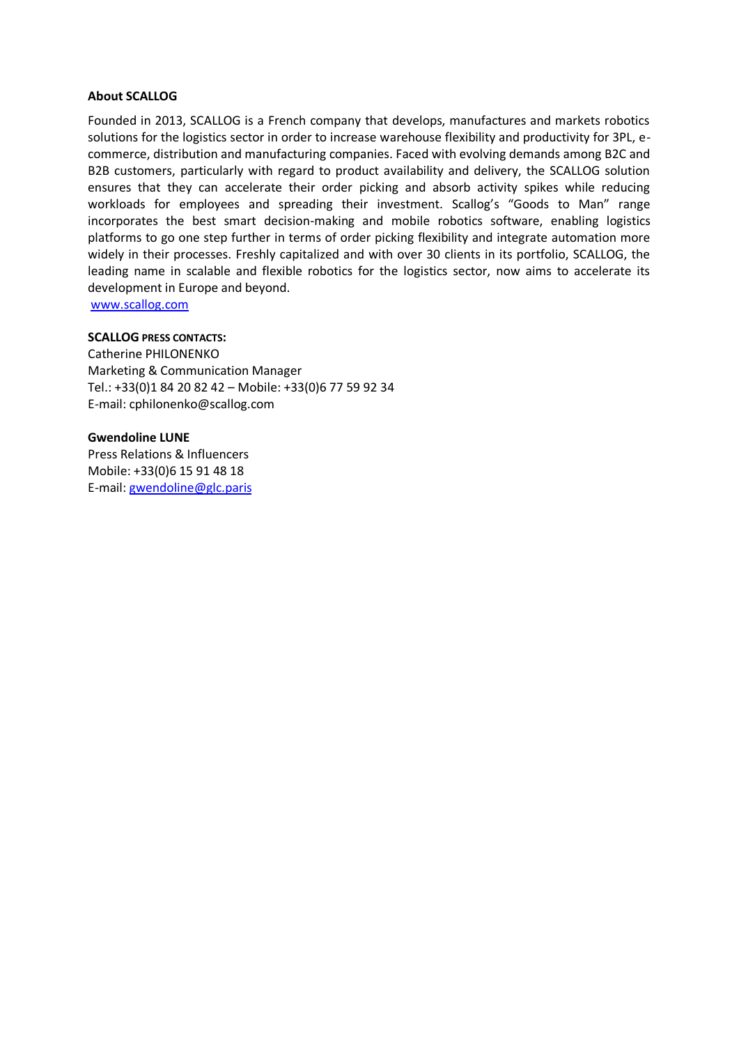**About SCALLOG**

Founded in 2013, SCALLOG is a French company that develops, manufactures and markets robotics solutions for the logistics sector in order to increase warehouse flexibility and productivity for 3PL, e-commerce, distribution and manufacturing companies. Faced with evolving demands among B2C and B2B customers, particularly with regard to product availability and delivery, the SCALLOG solution ensures that they can accelerate their order picking and absorb activity spikes while reducing workloads for employees and spreading their investment. Scallog's "Goods to Man" range incorporates the best smart decision-making and mobile robotics software, enabling logistics platforms to go one step further in terms of order picking flexibility and integrate automation more widely in their processes. Freshly capitalized and with over 30 clients in its portfolio, SCALLOG, the leading name in scalable and flexible robotics for the logistics sector, now aims to accelerate its development in Europe and beyond.
[www.scallog.com](http://www.scallog.com)

**SCALLOG PRESS CONTACTS:**
Catherine PHILONENKO
Marketing & Communication Manager
Tel.: +33(0)1 84 20 82 42 – Mobile: +33(0)6 77 59 92 34
E-mail: cphilonenko@scallog.com

**Gwendoline LUNE**
Press Relations & Influencers
Mobile: +33(0)6 15 91 48 18
E-mail: [gwendoline@glc.paris](mailto:gwendoline@glc.paris)